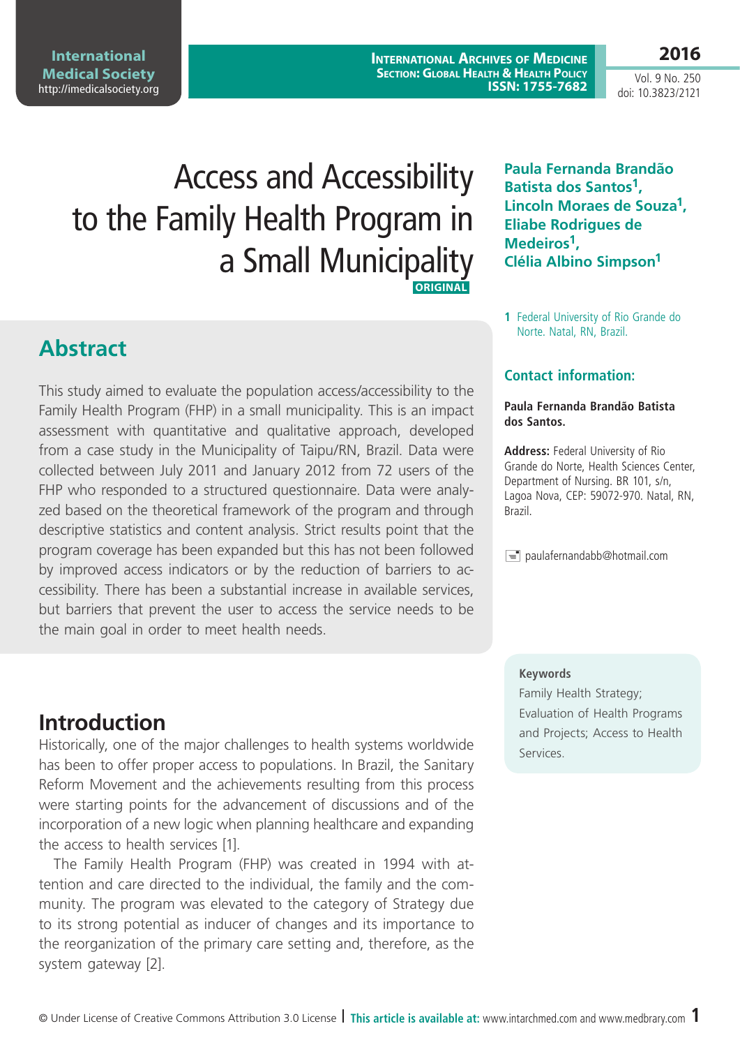# Access and Accessibility to the Family Health Program in a Small Municipality

ORIGINAL

**Paula Fernanda Brandão Batista dos Santos[1], Lincoln Moraes de Souza[1], Eliabe Rodrigues de Medeiros[1], Clélia Albino Simpson[1]**

1 Federal University of Rio Grande do Norte. Natal, RN, Brazil.

### Contact information:

**Paula Fernanda Brandão Batista dos Santos.**

**Address:** Federal University of Rio Grande do Norte, Health Sciences Center, Department of Nursing. BR 101, s/n, Lagoa Nova, CEP: 59072-970. Natal, RN, Brazil.

paulafernandabb@hotmail.com

## Abstract

This study aimed to evaluate the population access/accessibility to the Family Health Program (FHP) in a small municipality. This is an impact assessment with quantitative and qualitative approach, developed from a case study in the Municipality of Taipu/RN, Brazil. Data were collected between July 2011 and January 2012 from 72 users of the FHP who responded to a structured questionnaire. Data were analyzed based on the theoretical framework of the program and through descriptive statistics and content analysis. Strict results point that the program coverage has been expanded but this has not been followed by improved access indicators or by the reduction of barriers to accessibility. There has been a substantial increase in available services, but barriers that prevent the user to access the service needs to be the main goal in order to meet health needs.

**Keywords**

Family Health Strategy; Evaluation of Health Programs and Projects; Access to Health Services.

## Introduction

Historically, one of the major challenges to health systems worldwide has been to offer proper access to populations. In Brazil, the Sanitary Reform Movement and the achievements resulting from this process were starting points for the advancement of discussions and of the incorporation of a new logic when planning healthcare and expanding the access to health services [1].

The Family Health Program (FHP) was created in 1994 with attention and care directed to the individual, the family and the community. The program was elevated to the category of Strategy due to its strong potential as inducer of changes and its importance to the reorganization of the primary care setting and, therefore, as the system gateway [2].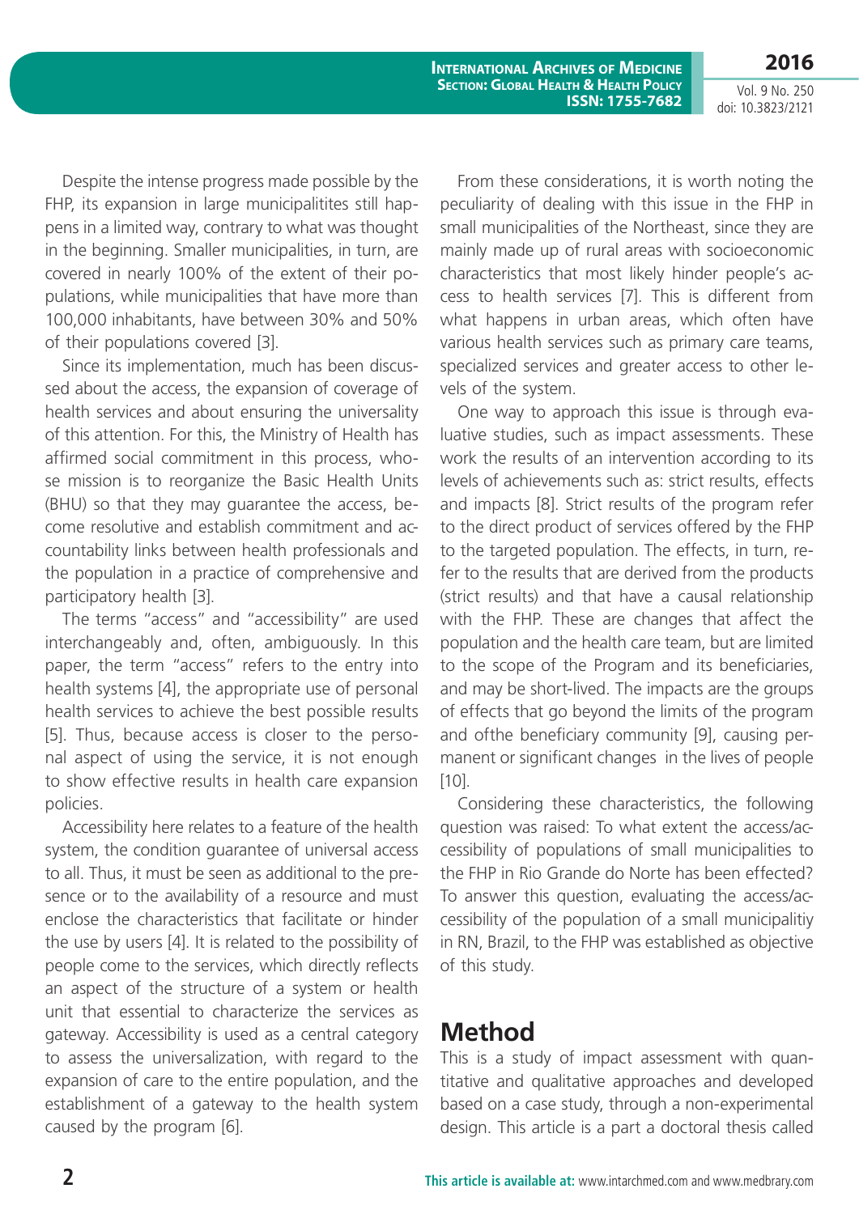Despite the intense progress made possible by the FHP, its expansion in large municipalitites still happens in a limited way, contrary to what was thought in the beginning. Smaller municipalities, in turn, are covered in nearly 100% of the extent of their populations, while municipalities that have more than 100,000 inhabitants, have between 30% and 50% of their populations covered [3].

Since its implementation, much has been discussed about the access, the expansion of coverage of health services and about ensuring the universality of this attention. For this, the Ministry of Health has affirmed social commitment in this process, whose mission is to reorganize the Basic Health Units (BHU) so that they may guarantee the access, become resolutive and establish commitment and accountability links between health professionals and the population in a practice of comprehensive and participatory health [3].

The terms "access" and "accessibility" are used interchangeably and, often, ambiguously. In this paper, the term "access" refers to the entry into health systems [4], the appropriate use of personal health services to achieve the best possible results [5]. Thus, because access is closer to the personal aspect of using the service, it is not enough to show effective results in health care expansion policies.

Accessibility here relates to a feature of the health system, the condition guarantee of universal access to all. Thus, it must be seen as additional to the presence or to the availability of a resource and must enclose the characteristics that facilitate or hinder the use by users [4]. It is related to the possibility of people come to the services, which directly reflects an aspect of the structure of a system or health unit that essential to characterize the services as gateway. Accessibility is used as a central category to assess the universalization, with regard to the expansion of care to the entire population, and the establishment of a gateway to the health system caused by the program [6].

From these considerations, it is worth noting the peculiarity of dealing with this issue in the FHP in small municipalities of the Northeast, since they are mainly made up of rural areas with socioeconomic characteristics that most likely hinder people's access to health services [7]. This is different from what happens in urban areas, which often have various health services such as primary care teams, specialized services and greater access to other levels of the system.

One way to approach this issue is through evaluative studies, such as impact assessments. These work the results of an intervention according to its levels of achievements such as: strict results, effects and impacts [8]. Strict results of the program refer to the direct product of services offered by the FHP to the targeted population. The effects, in turn, refer to the results that are derived from the products (strict results) and that have a causal relationship with the FHP. These are changes that affect the population and the health care team, but are limited to the scope of the Program and its beneficiaries, and may be short-lived. The impacts are the groups of effects that go beyond the limits of the program and ofthe beneficiary community [9], causing permanent or significant changes in the lives of people [10].

Considering these characteristics, the following question was raised: To what extent the access/accessibility of populations of small municipalities to the FHP in Rio Grande do Norte has been effected? To answer this question, evaluating the access/accessibility of the population of a small municipalitiy in RN, Brazil, to the FHP was established as objective of this study.

## Method

This is a study of impact assessment with quantitative and qualitative approaches and developed based on a case study, through a non-experimental design. This article is a part a doctoral thesis called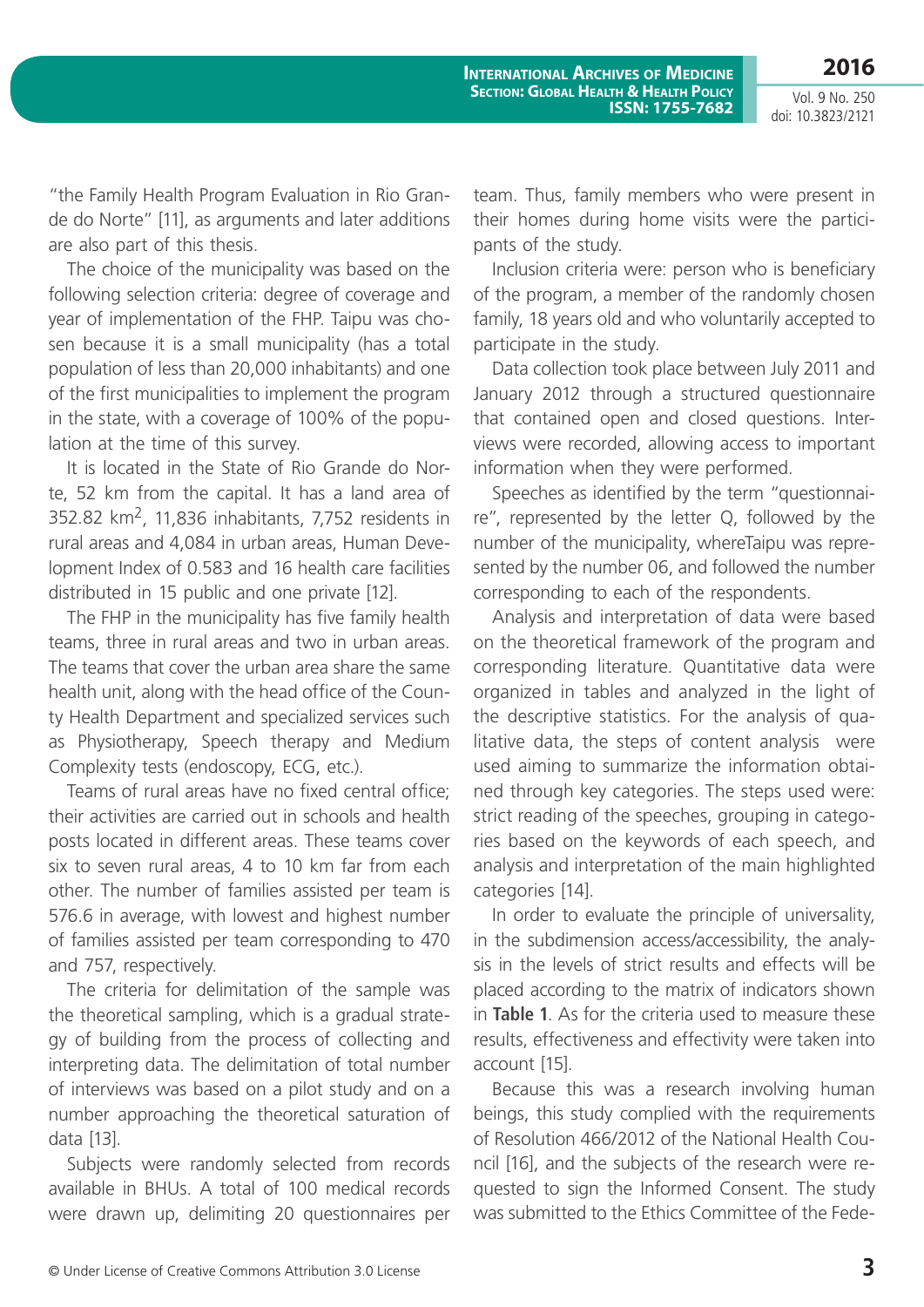"the Family Health Program Evaluation in Rio Grande do Norte" [11], as arguments and later additions are also part of this thesis.

The choice of the municipality was based on the following selection criteria: degree of coverage and year of implementation of the FHP. Taipu was chosen because it is a small municipality (has a total population of less than 20,000 inhabitants) and one of the first municipalities to implement the program in the state, with a coverage of 100% of the population at the time of this survey.

It is located in the State of Rio Grande do Norte, 52 km from the capital. It has a land area of 352.82 km$^2$, 11,836 inhabitants, 7,752 residents in rural areas and 4,084 in urban areas, Human Development Index of 0.583 and 16 health care facilities distributed in 15 public and one private [12].

The FHP in the municipality has five family health teams, three in rural areas and two in urban areas. The teams that cover the urban area share the same health unit, along with the head office of the County Health Department and specialized services such as Physiotherapy, Speech therapy and Medium Complexity tests (endoscopy, ECG, etc.).

Teams of rural areas have no fixed central office; their activities are carried out in schools and health posts located in different areas. These teams cover six to seven rural areas, 4 to 10 km far from each other. The number of families assisted per team is 576.6 in average, with lowest and highest number of families assisted per team corresponding to 470 and 757, respectively.

The criteria for delimitation of the sample was the theoretical sampling, which is a gradual strategy of building from the process of collecting and interpreting data. The delimitation of total number of interviews was based on a pilot study and on a number approaching the theoretical saturation of data [13].

Subjects were randomly selected from records available in BHUs. A total of 100 medical records were drawn up, delimiting 20 questionnaires per team. Thus, family members who were present in their homes during home visits were the participants of the study.

Inclusion criteria were: person who is beneficiary of the program, a member of the randomly chosen family, 18 years old and who voluntarily accepted to participate in the study.

Data collection took place between July 2011 and January 2012 through a structured questionnaire that contained open and closed questions. Interviews were recorded, allowing access to important information when they were performed.

Speeches as identified by the term "questionnaire", represented by the letter Q, followed by the number of the municipality, whereTaipu was represented by the number 06, and followed the number corresponding to each of the respondents.

Analysis and interpretation of data were based on the theoretical framework of the program and corresponding literature. Quantitative data were organized in tables and analyzed in the light of the descriptive statistics. For the analysis of qualitative data, the steps of content analysis were used aiming to summarize the information obtained through key categories. The steps used were: strict reading of the speeches, grouping in categories based on the keywords of each speech, and analysis and interpretation of the main highlighted categories [14].

In order to evaluate the principle of universality, in the subdimension access/accessibility, the analysis in the levels of strict results and effects will be placed according to the matrix of indicators shown in **Table 1**. As for the criteria used to measure these results, effectiveness and effectivity were taken into account [15].

Because this was a research involving human beings, this study complied with the requirements of Resolution 466/2012 of the National Health Council [16], and the subjects of the research were requested to sign the Informed Consent. The study was submitted to the Ethics Committee of the Fede-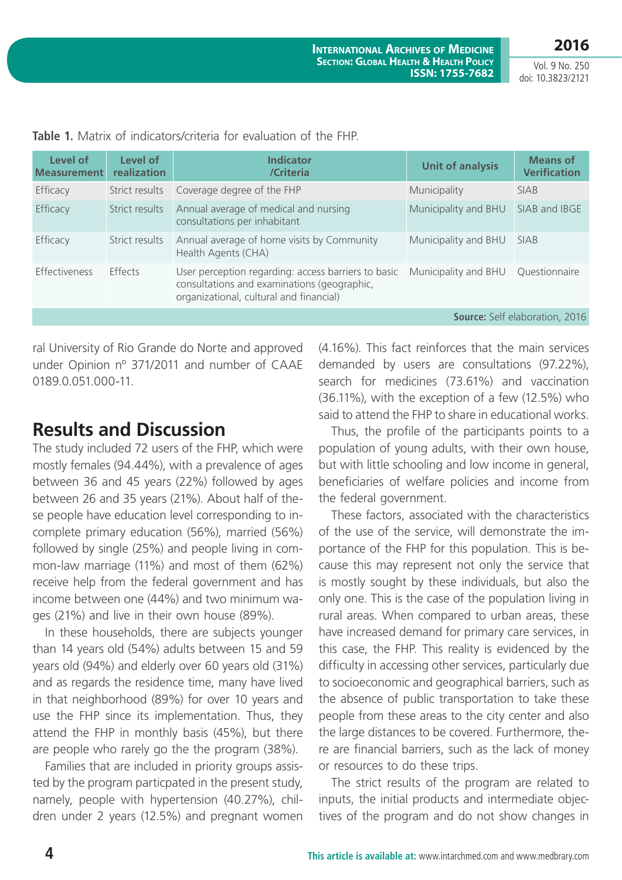**Table 1.** Matrix of indicators/criteria for evaluation of the FHP.

| Level of Measurement | Level of realization | Indicator /Criteria | Unit of analysis | Means of Verification |
|---|---|---|---|---|
| Efficacy | Strict results | Coverage degree of the FHP | Municipality | SIAB |
| Efficacy | Strict results | Annual average of medical and nursing consultations per inhabitant | Municipality and BHU | SIAB and IBGE |
| Efficacy | Strict results | Annual average of home visits by Community Health Agents (CHA) | Municipality and BHU | SIAB |
| Effectiveness | Effects | User perception regarding: access barriers to basic consultations and examinations (geographic, organizational, cultural and financial) | Municipality and BHU | Questionnaire |

**Source:** Self elaboration, 2016

ral University of Rio Grande do Norte and approved under Opinion nº 371/2011 and number of CAAE 0189.0.051.000-11.

## Results and Discussion

The study included 72 users of the FHP, which were mostly females (94.44%), with a prevalence of ages between 36 and 45 years (22%) followed by ages between 26 and 35 years (21%). About half of these people have education level corresponding to incomplete primary education (56%), married (56%) followed by single (25%) and people living in common-law marriage (11%) and most of them (62%) receive help from the federal government and has income between one (44%) and two minimum wages (21%) and live in their own house (89%).

In these households, there are subjects younger than 14 years old (54%) adults between 15 and 59 years old (94%) and elderly over 60 years old (31%) and as regards the residence time, many have lived in that neighborhood (89%) for over 10 years and use the FHP since its implementation. Thus, they attend the FHP in monthly basis (45%), but there are people who rarely go the the program (38%).

Families that are included in priority groups assisted by the program particpated in the present study, namely, people with hypertension (40.27%), children under 2 years (12.5%) and pregnant women (4.16%). This fact reinforces that the main services demanded by users are consultations (97.22%), search for medicines (73.61%) and vaccination (36.11%), with the exception of a few (12.5%) who said to attend the FHP to share in educational works.

Thus, the profile of the participants points to a population of young adults, with their own house, but with little schooling and low income in general, beneficiaries of welfare policies and income from the federal government.

These factors, associated with the characteristics of the use of the service, will demonstrate the importance of the FHP for this population. This is because this may represent not only the service that is mostly sought by these individuals, but also the only one. This is the case of the population living in rural areas. When compared to urban areas, these have increased demand for primary care services, in this case, the FHP. This reality is evidenced by the difficulty in accessing other services, particularly due to socioeconomic and geographical barriers, such as the absence of public transportation to take these people from these areas to the city center and also the large distances to be covered. Furthermore, there are financial barriers, such as the lack of money or resources to do these trips.

The strict results of the program are related to inputs, the initial products and intermediate objectives of the program and do not show changes in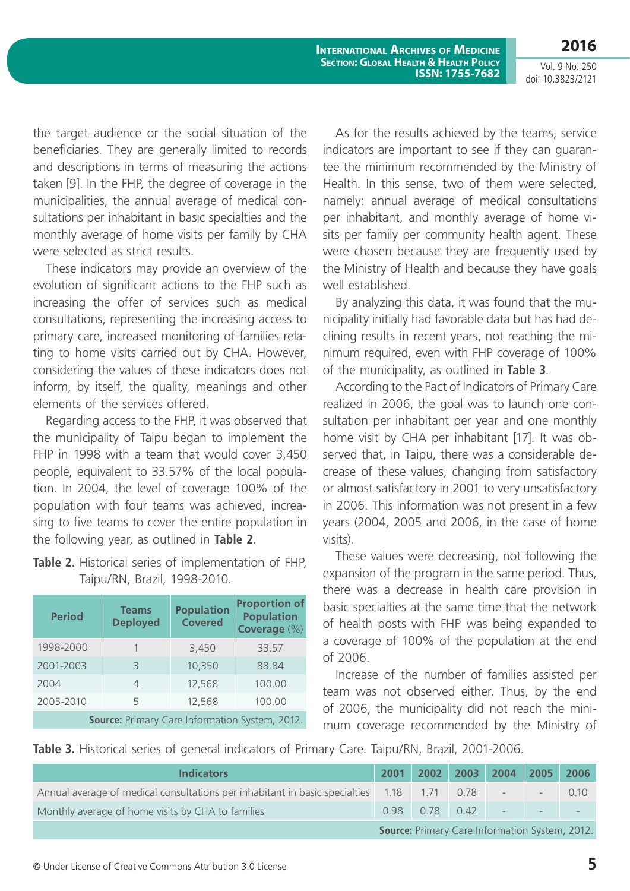the target audience or the social situation of the beneficiaries. They are generally limited to records and descriptions in terms of measuring the actions taken [9]. In the FHP, the degree of coverage in the municipalities, the annual average of medical consultations per inhabitant in basic specialties and the monthly average of home visits per family by CHA were selected as strict results.

These indicators may provide an overview of the evolution of significant actions to the FHP such as increasing the offer of services such as medical consultations, representing the increasing access to primary care, increased monitoring of families relating to home visits carried out by CHA. However, considering the values of these indicators does not inform, by itself, the quality, meanings and other elements of the services offered.

Regarding access to the FHP, it was observed that the municipality of Taipu began to implement the FHP in 1998 with a team that would cover 3,450 people, equivalent to 33.57% of the local population. In 2004, the level of coverage 100% of the population with four teams was achieved, increasing to five teams to cover the entire population in the following year, as outlined in **Table 2**.

**Table 2.** Historical series of implementation of FHP, Taipu/RN, Brazil, 1998-2010.

| Period | Teams Deployed | Population Covered | Proportion of Population Coverage (%) |
|---|---|---|---|
| 1998-2000 | 1 | 3,450 | 33.57 |
| 2001-2003 | 3 | 10,350 | 88.84 |
| 2004 | 4 | 12,568 | 100.00 |
| 2005-2010 | 5 | 12,568 | 100.00 |

**Source:** Primary Care Information System, 2012.

As for the results achieved by the teams, service indicators are important to see if they can guarantee the minimum recommended by the Ministry of Health. In this sense, two of them were selected, namely: annual average of medical consultations per inhabitant, and monthly average of home visits per family per community health agent. These were chosen because they are frequently used by the Ministry of Health and because they have goals well established.

By analyzing this data, it was found that the municipality initially had favorable data but has had declining results in recent years, not reaching the minimum required, even with FHP coverage of 100% of the municipality, as outlined in **Table 3**.

According to the Pact of Indicators of Primary Care realized in 2006, the goal was to launch one consultation per inhabitant per year and one monthly home visit by CHA per inhabitant [17]. It was observed that, in Taipu, there was a considerable decrease of these values, changing from satisfactory or almost satisfactory in 2001 to very unsatisfactory in 2006. This information was not present in a few years (2004, 2005 and 2006, in the case of home visits).

These values were decreasing, not following the expansion of the program in the same period. Thus, there was a decrease in health care provision in basic specialties at the same time that the network of health posts with FHP was being expanded to a coverage of 100% of the population at the end of 2006.

Increase of the number of families assisted per team was not observed either. Thus, by the end of 2006, the municipality did not reach the minimum coverage recommended by the Ministry of

**Table 3.** Historical series of general indicators of Primary Care. Taipu/RN, Brazil, 2001-2006.

| Indicators | 2001 | 2002 | 2003 | 2004 | 2005 | 2006 |
|---|---|---|---|---|---|---|
| Annual average of medical consultations per inhabitant in basic specialties | 1.18 | 1.71 | 0.78 | - | - | 0.10 |
| Monthly average of home visits by CHA to families | 0.98 | 0.78 | 0.42 | - | - | - |

**Source:** Primary Care Information System, 2012.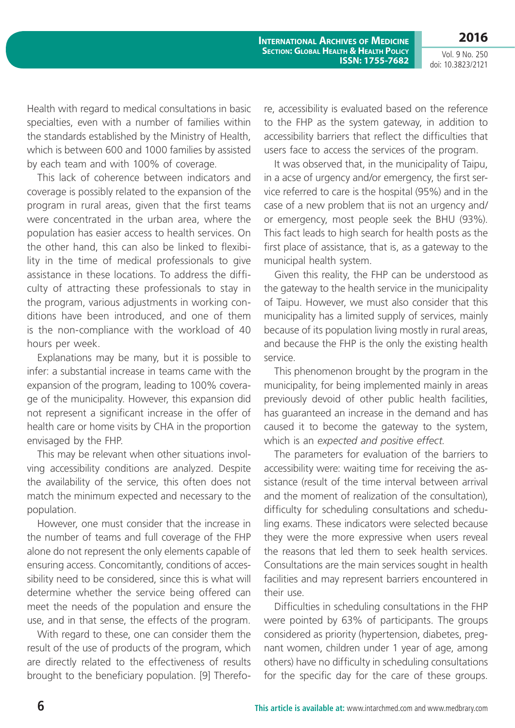Health with regard to medical consultations in basic specialties, even with a number of families within the standards established by the Ministry of Health, which is between 600 and 1000 families by assisted by each team and with 100% of coverage.

This lack of coherence between indicators and coverage is possibly related to the expansion of the program in rural areas, given that the first teams were concentrated in the urban area, where the population has easier access to health services. On the other hand, this can also be linked to flexibility in the time of medical professionals to give assistance in these locations. To address the difficulty of attracting these professionals to stay in the program, various adjustments in working conditions have been introduced, and one of them is the non-compliance with the workload of 40 hours per week.

Explanations may be many, but it is possible to infer: a substantial increase in teams came with the expansion of the program, leading to 100% coverage of the municipality. However, this expansion did not represent a significant increase in the offer of health care or home visits by CHA in the proportion envisaged by the FHP.

This may be relevant when other situations involving accessibility conditions are analyzed. Despite the availability of the service, this often does not match the minimum expected and necessary to the population.

However, one must consider that the increase in the number of teams and full coverage of the FHP alone do not represent the only elements capable of ensuring access. Concomitantly, conditions of accessibility need to be considered, since this is what will determine whether the service being offered can meet the needs of the population and ensure the use, and in that sense, the effects of the program.

With regard to these, one can consider them the result of the use of products of the program, which are directly related to the effectiveness of results brought to the beneficiary population. [9] Therefore, accessibility is evaluated based on the reference to the FHP as the system gateway, in addition to accessibility barriers that reflect the difficulties that users face to access the services of the program.

It was observed that, in the municipality of Taipu, in a acse of urgency and/or emergency, the first service referred to care is the hospital (95%) and in the case of a new problem that iis not an urgency and/or emergency, most people seek the BHU (93%). This fact leads to high search for health posts as the first place of assistance, that is, as a gateway to the municipal health system.

Given this reality, the FHP can be understood as the gateway to the health service in the municipality of Taipu. However, we must also consider that this municipality has a limited supply of services, mainly because of its population living mostly in rural areas, and because the FHP is the only the existing health service.

This phenomenon brought by the program in the municipality, for being implemented mainly in areas previously devoid of other public health facilities, has guaranteed an increase in the demand and has caused it to become the gateway to the system, which is an *expected and positive effect*.

The parameters for evaluation of the barriers to accessibility were: waiting time for receiving the assistance (result of the time interval between arrival and the moment of realization of the consultation), difficulty for scheduling consultations and scheduling exams. These indicators were selected because they were the more expressive when users reveal the reasons that led them to seek health services. Consultations are the main services sought in health facilities and may represent barriers encountered in their use.

Difficulties in scheduling consultations in the FHP were pointed by 63% of participants. The groups considered as priority (hypertension, diabetes, pregnant women, children under 1 year of age, among others) have no difficulty in scheduling consultations for the specific day for the care of these groups.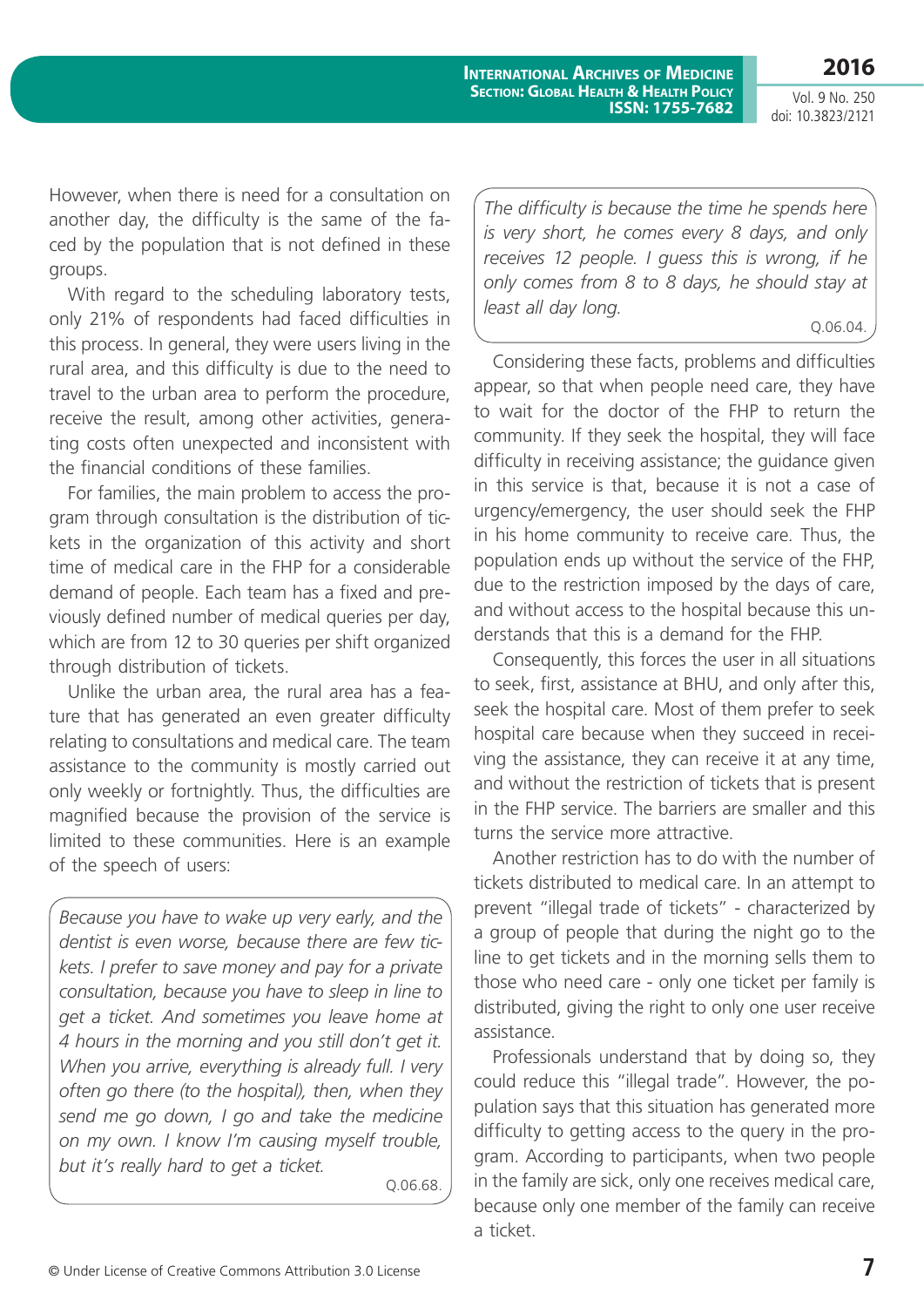However, when there is need for a consultation on another day, the difficulty is the same of the faced by the population that is not defined in these groups.

With regard to the scheduling laboratory tests, only 21% of respondents had faced difficulties in this process. In general, they were users living in the rural area, and this difficulty is due to the need to travel to the urban area to perform the procedure, receive the result, among other activities, generating costs often unexpected and inconsistent with the financial conditions of these families.

For families, the main problem to access the program through consultation is the distribution of tickets in the organization of this activity and short time of medical care in the FHP for a considerable demand of people. Each team has a fixed and previously defined number of medical queries per day, which are from 12 to 30 queries per shift organized through distribution of tickets.

Unlike the urban area, the rural area has a feature that has generated an even greater difficulty relating to consultations and medical care. The team assistance to the community is mostly carried out only weekly or fortnightly. Thus, the difficulties are magnified because the provision of the service is limited to these communities. Here is an example of the speech of users:

> *Because you have to wake up very early, and the dentist is even worse, because there are few tickets. I prefer to save money and pay for a private consultation, because you have to sleep in line to get a ticket. And sometimes you leave home at 4 hours in the morning and you still don't get it. When you arrive, everything is already full. I very often go there (to the hospital), then, when they send me go down, I go and take the medicine on my own. I know I'm causing myself trouble, but it's really hard to get a ticket.*
>
> Q.06.68.

> *The difficulty is because the time he spends here is very short, he comes every 8 days, and only receives 12 people. I guess this is wrong, if he only comes from 8 to 8 days, he should stay at least all day long.*
>
> Q.06.04.

Considering these facts, problems and difficulties appear, so that when people need care, they have to wait for the doctor of the FHP to return the community. If they seek the hospital, they will face difficulty in receiving assistance; the guidance given in this service is that, because it is not a case of urgency/emergency, the user should seek the FHP in his home community to receive care. Thus, the population ends up without the service of the FHP, due to the restriction imposed by the days of care, and without access to the hospital because this understands that this is a demand for the FHP.

Consequently, this forces the user in all situations to seek, first, assistance at BHU, and only after this, seek the hospital care. Most of them prefer to seek hospital care because when they succeed in receiving the assistance, they can receive it at any time, and without the restriction of tickets that is present in the FHP service. The barriers are smaller and this turns the service more attractive.

Another restriction has to do with the number of tickets distributed to medical care. In an attempt to prevent "illegal trade of tickets" - characterized by a group of people that during the night go to the line to get tickets and in the morning sells them to those who need care - only one ticket per family is distributed, giving the right to only one user receive assistance.

Professionals understand that by doing so, they could reduce this "illegal trade". However, the population says that this situation has generated more difficulty to getting access to the query in the program. According to participants, when two people in the family are sick, only one receives medical care, because only one member of the family can receive a ticket.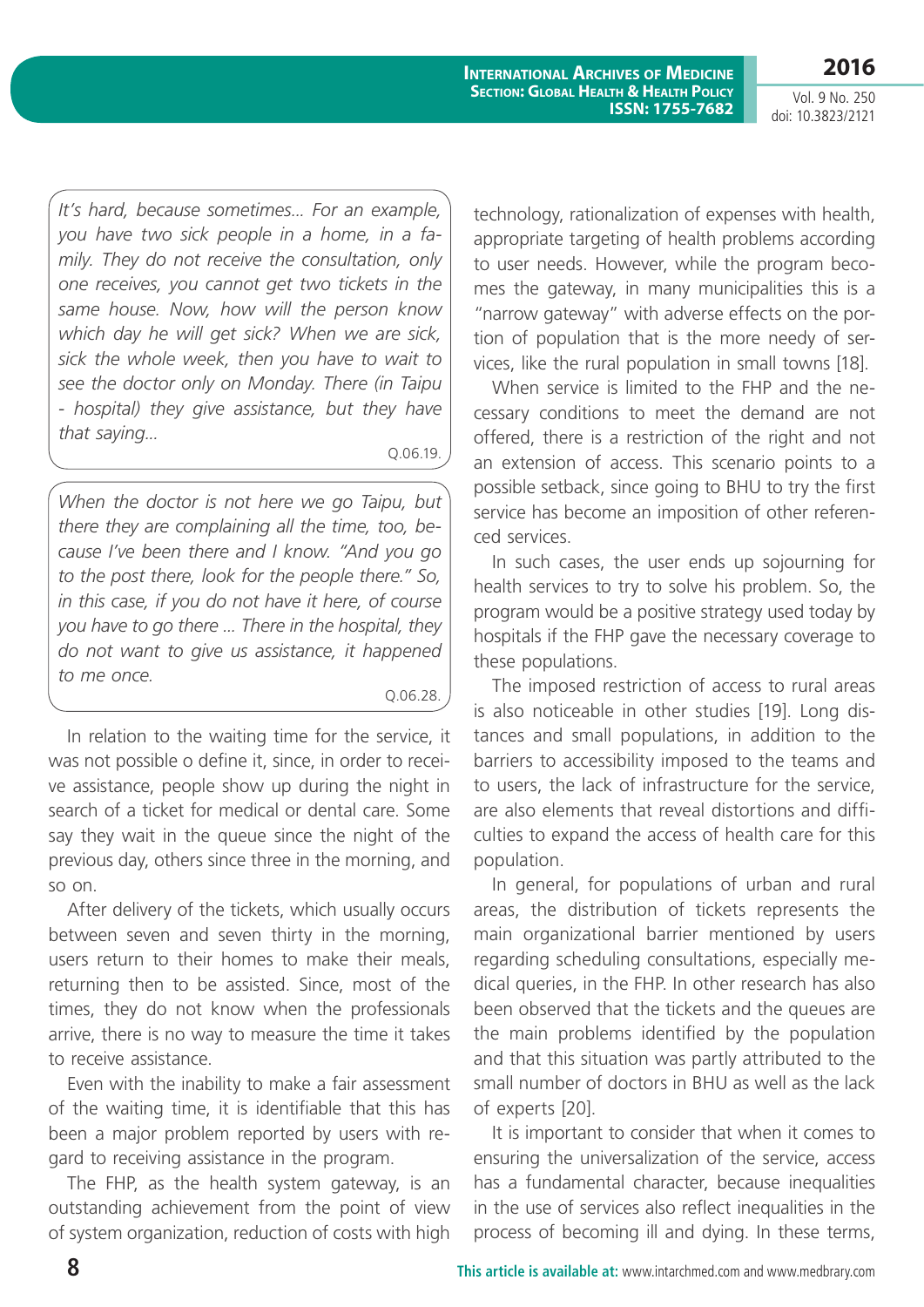*It's hard, because sometimes... For an example, you have two sick people in a home, in a family. They do not receive the consultation, only one receives, you cannot get two tickets in the same house. Now, how will the person know which day he will get sick? When we are sick, sick the whole week, then you have to wait to see the doctor only on Monday. There (in Taipu - hospital) they give assistance, but they have that saying...*

Q.06.19.

*When the doctor is not here we go Taipu, but there they are complaining all the time, too, because I've been there and I know. "And you go to the post there, look for the people there." So, in this case, if you do not have it here, of course you have to go there ... There in the hospital, they do not want to give us assistance, it happened to me once.*

Q.06.28.

In relation to the waiting time for the service, it was not possible o define it, since, in order to receive assistance, people show up during the night in search of a ticket for medical or dental care. Some say they wait in the queue since the night of the previous day, others since three in the morning, and so on.

After delivery of the tickets, which usually occurs between seven and seven thirty in the morning, users return to their homes to make their meals, returning then to be assisted. Since, most of the times, they do not know when the professionals arrive, there is no way to measure the time it takes to receive assistance.

Even with the inability to make a fair assessment of the waiting time, it is identifiable that this has been a major problem reported by users with regard to receiving assistance in the program.

The FHP, as the health system gateway, is an outstanding achievement from the point of view of system organization, reduction of costs with high technology, rationalization of expenses with health, appropriate targeting of health problems according to user needs. However, while the program becomes the gateway, in many municipalities this is a "narrow gateway" with adverse effects on the portion of population that is the more needy of services, like the rural population in small towns [18].

When service is limited to the FHP and the necessary conditions to meet the demand are not offered, there is a restriction of the right and not an extension of access. This scenario points to a possible setback, since going to BHU to try the first service has become an imposition of other referenced services.

In such cases, the user ends up sojourning for health services to try to solve his problem. So, the program would be a positive strategy used today by hospitals if the FHP gave the necessary coverage to these populations.

The imposed restriction of access to rural areas is also noticeable in other studies [19]. Long distances and small populations, in addition to the barriers to accessibility imposed to the teams and to users, the lack of infrastructure for the service, are also elements that reveal distortions and difficulties to expand the access of health care for this population.

In general, for populations of urban and rural areas, the distribution of tickets represents the main organizational barrier mentioned by users regarding scheduling consultations, especially medical queries, in the FHP. In other research has also been observed that the tickets and the queues are the main problems identified by the population and that this situation was partly attributed to the small number of doctors in BHU as well as the lack of experts [20].

It is important to consider that when it comes to ensuring the universalization of the service, access has a fundamental character, because inequalities in the use of services also reflect inequalities in the process of becoming ill and dying. In these terms,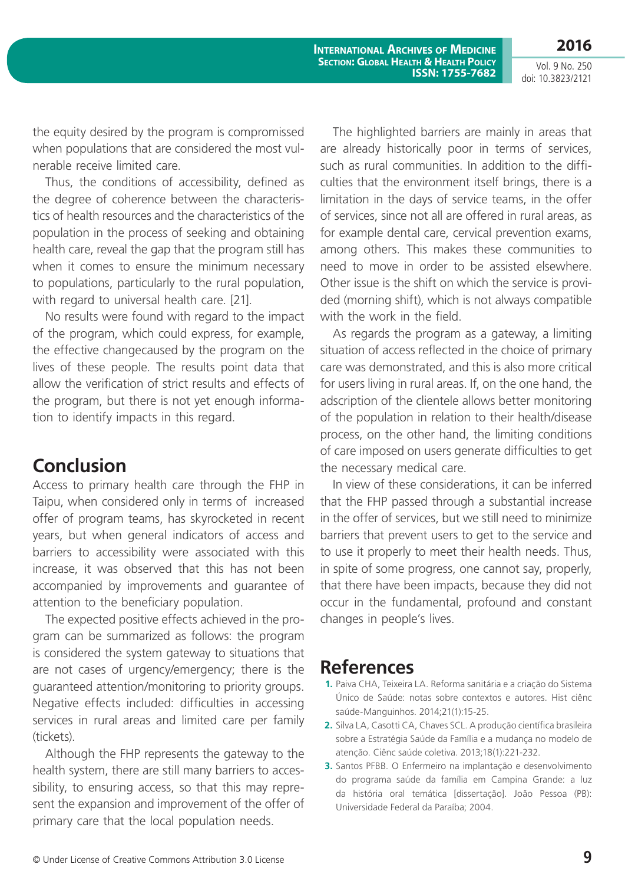the equity desired by the program is compromissed when populations that are considered the most vulnerable receive limited care.

Thus, the conditions of accessibility, defined as the degree of coherence between the characteristics of health resources and the characteristics of the population in the process of seeking and obtaining health care, reveal the gap that the program still has when it comes to ensure the minimum necessary to populations, particularly to the rural population, with regard to universal health care. [21].

No results were found with regard to the impact of the program, which could express, for example, the effective changecaused by the program on the lives of these people. The results point data that allow the verification of strict results and effects of the program, but there is not yet enough information to identify impacts in this regard.

## Conclusion

Access to primary health care through the FHP in Taipu, when considered only in terms of increased offer of program teams, has skyrocketed in recent years, but when general indicators of access and barriers to accessibility were associated with this increase, it was observed that this has not been accompanied by improvements and guarantee of attention to the beneficiary population.

The expected positive effects achieved in the program can be summarized as follows: the program is considered the system gateway to situations that are not cases of urgency/emergency; there is the guaranteed attention/monitoring to priority groups. Negative effects included: difficulties in accessing services in rural areas and limited care per family (tickets).

Although the FHP represents the gateway to the health system, there are still many barriers to accessibility, to ensuring access, so that this may represent the expansion and improvement of the offer of primary care that the local population needs.

The highlighted barriers are mainly in areas that are already historically poor in terms of services, such as rural communities. In addition to the difficulties that the environment itself brings, there is a limitation in the days of service teams, in the offer of services, since not all are offered in rural areas, as for example dental care, cervical prevention exams, among others. This makes these communities to need to move in order to be assisted elsewhere. Other issue is the shift on which the service is provided (morning shift), which is not always compatible with the work in the field.

As regards the program as a gateway, a limiting situation of access reflected in the choice of primary care was demonstrated, and this is also more critical for users living in rural areas. If, on the one hand, the adscription of the clientele allows better monitoring of the population in relation to their health/disease process, on the other hand, the limiting conditions of care imposed on users generate difficulties to get the necessary medical care.

In view of these considerations, it can be inferred that the FHP passed through a substantial increase in the offer of services, but we still need to minimize barriers that prevent users to get to the service and to use it properly to meet their health needs. Thus, in spite of some progress, one cannot say, properly, that there have been impacts, because they did not occur in the fundamental, profound and constant changes in people's lives.

## References

1. Paiva CHA, Teixeira LA. Reforma sanitária e a criação do Sistema Único de Saúde: notas sobre contextos e autores. Hist ciênc saúde-Manguinhos. 2014;21(1):15-25.
2. Silva LA, Casotti CA, Chaves SCL. A produção científica brasileira sobre a Estratégia Saúde da Família e a mudança no modelo de atenção. Ciênc saúde coletiva. 2013;18(1):221-232.
3. Santos PFBB. O Enfermeiro na implantação e desenvolvimento do programa saúde da família em Campina Grande: a luz da história oral temática [dissertação]. João Pessoa (PB): Universidade Federal da Paraíba; 2004.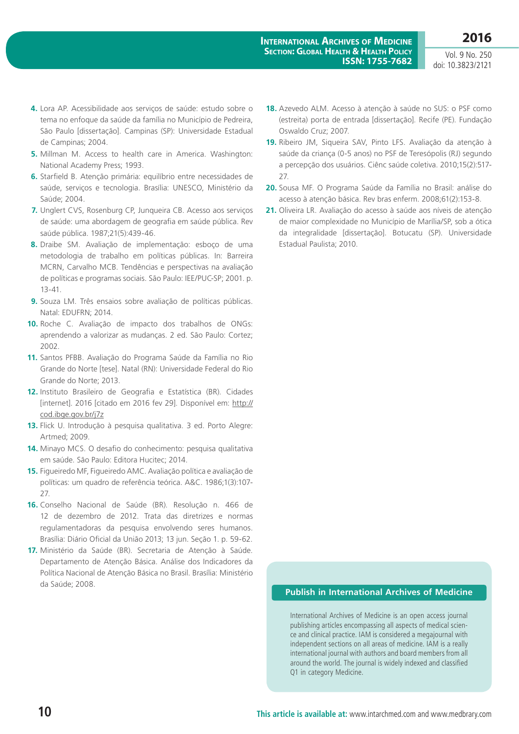4. Lora AP. Acessibilidade aos serviços de saúde: estudo sobre o tema no enfoque da saúde da família no Município de Pedreira, São Paulo [dissertação]. Campinas (SP): Universidade Estadual de Campinas; 2004.
5. Millman M. Access to health care in America. Washington: National Academy Press; 1993.
6. Starfield B. Atenção primária: equilíbrio entre necessidades de saúde, serviços e tecnologia. Brasília: UNESCO, Ministério da Saúde; 2004.
7. Unglert CVS, Rosenburg CP, Junqueira CB. Acesso aos serviços de saúde: uma abordagem de geografia em saúde pública. Rev saúde pública. 1987;21(5):439-46.
8. Draibe SM. Avaliação de implementação: esboço de uma metodologia de trabalho em políticas públicas. In: Barreira MCRN, Carvalho MCB. Tendências e perspectivas na avaliação de políticas e programas sociais. São Paulo: IEE/PUC-SP; 2001. p. 13-41.
9. Souza LM. Três ensaios sobre avaliação de políticas públicas. Natal: EDUFRN; 2014.
10. Roche C. Avaliação de impacto dos trabalhos de ONGs: aprendendo a valorizar as mudanças. 2 ed. São Paulo: Cortez; 2002.
11. Santos PFBB. Avaliação do Programa Saúde da Família no Rio Grande do Norte [tese]. Natal (RN): Universidade Federal do Rio Grande do Norte; 2013.
12. Instituto Brasileiro de Geografia e Estatística (BR). Cidades [internet]. 2016 [citado em 2016 fev 29]. Disponível em: http://cod.ibge.gov.br/j7z
13. Flick U. Introdução à pesquisa qualitativa. 3 ed. Porto Alegre: Artmed; 2009.
14. Minayo MCS. O desafio do conhecimento: pesquisa qualitativa em saúde. São Paulo: Editora Hucitec; 2014.
15. Figueiredo MF, Figueiredo AMC. Avaliação política e avaliação de políticas: um quadro de referência teórica. A&C. 1986;1(3):107-27.
16. Conselho Nacional de Saúde (BR). Resolução n. 466 de 12 de dezembro de 2012. Trata das diretrizes e normas regulamentadoras da pesquisa envolvendo seres humanos. Brasília: Diário Oficial da União 2013; 13 jun. Seção 1. p. 59-62.
17. Ministério da Saúde (BR). Secretaria de Atenção à Saúde. Departamento de Atenção Básica. Análise dos Indicadores da Política Nacional de Atenção Básica no Brasil. Brasília: Ministério da Saúde; 2008.
18. Azevedo ALM. Acesso à atenção à saúde no SUS: o PSF como (estreita) porta de entrada [dissertação]. Recife (PE). Fundação Oswaldo Cruz; 2007.
19. Ribeiro JM, Siqueira SAV, Pinto LFS. Avaliação da atenção à saúde da criança (0-5 anos) no PSF de Teresópolis (RJ) segundo a percepção dos usuários. Ciênc saúde coletiva. 2010;15(2):517-27.
20. Sousa MF. O Programa Saúde da Família no Brasil: análise do acesso à atenção básica. Rev bras enferm. 2008;61(2):153-8.
21. Oliveira LR. Avaliação do acesso à saúde aos níveis de atenção de maior complexidade no Município de Marília/SP, sob a ótica da integralidade [dissertação]. Botucatu (SP). Universidade Estadual Paulista; 2010.

**Publish in International Archives of Medicine**

International Archives of Medicine is an open access journal publishing articles encompassing all aspects of medical science and clinical practice. IAM is considered a megajournal with independent sections on all areas of medicine. IAM is a really international journal with authors and board members from all around the world. The journal is widely indexed and classified Q1 in category Medicine.